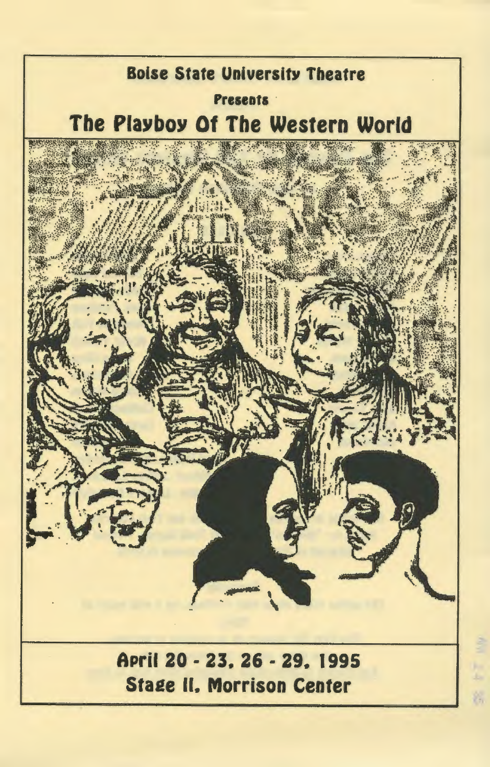**Boise State University Theatre**

**Presents**

# The Playboy Of The Western World

**April 20 - 23, 26 - 29, 1995**

**Stage II, Morrison Center**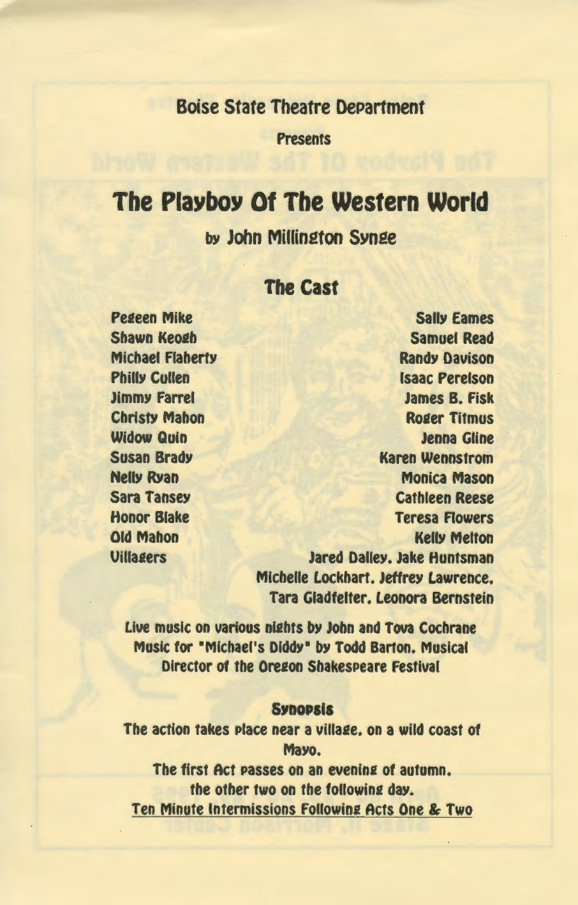Boise State Theatre Department

Presents

# The Playboy Of The Western World

by John Millington Synge

## The Cast

| | |
|---|---|
| Pegeen Mike | Sally Eames |
| Shawn Keogh | Samuel Read |
| Michael Flaherty | Randy Davison |
| Philly Cullen | Isaac Perelson |
| Jimmy Farrel | James B. Fisk |
| Christy Mahon | Roger Titmus |
| Widow Quin | Jenna Gline |
| Susan Brady | Karen Wennstrom |
| Nelly Ryan | Monica Mason |
| Sara Tansey | Cathleen Reese |
| Honor Blake | Teresa Flowers |
| Old Mahon | Kelly Melton |
| Villagers | Jared Dalley, Jake Huntsman, Michelle Lockhart, Jeffrey Lawrence, Tara Gladfelter, Leonora Bernstein |

Live music on various nights by John and Tova Cochrane

Music for "Michael's Diddy" by Todd Barton, Musical Director of the Oregon Shakespeare Festival

### Synopsis

The action takes place near a village, on a wild coast of Mayo.

The first Act passes on an evening of autumn, the other two on the following day.

Ten Minute Intermissions Following Acts One & Two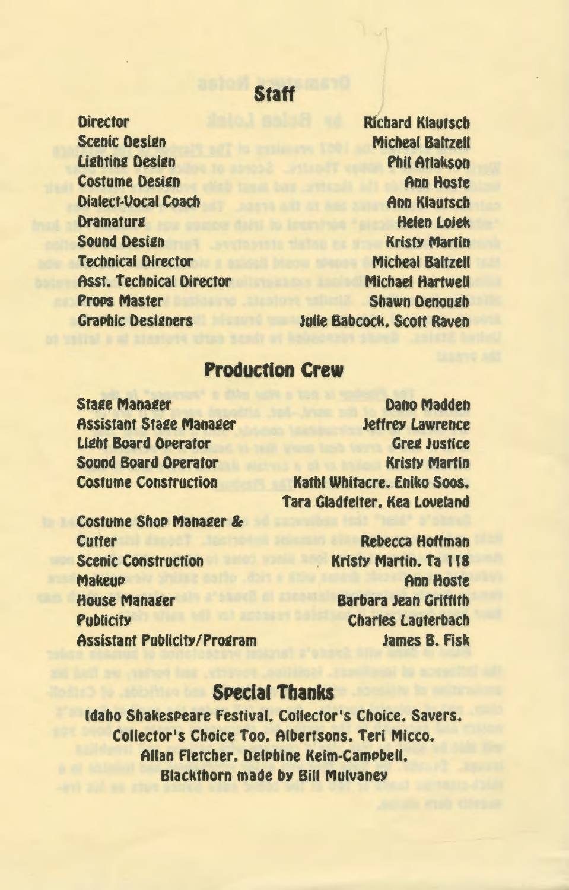## Staff

| Role | Name |
|---|---|
| Director | Richard Klautsch |
| Scenic Design | Micheal Baltzell |
| Lighting Design | Phil Atlakson |
| Costume Design | Ann Hoste |
| Dialect-Vocal Coach | Ann Klautsch |
| Dramaturg | Helen Lojek |
| Sound Design | Kristy Martin |
| Technical Director | Micheal Baltzell |
| Asst. Technical Director | Michael Hartwell |
| Props Master | Shawn Denough |
| Graphic Designers | Julie Babcock, Scott Raven |

## Production Crew

| Role | Name |
|---|---|
| Stage Manager | Dano Madden |
| Assistant Stage Manager | Jeffrey Lawrence |
| Light Board Operator | Greg Justice |
| Sound Board Operator | Kristy Martin |
| Costume Construction | Kathi Whitacre, Eniko Soos, Tara Gladfelter, Kea Loveland |
| Costume Shop Manager & Cutter | Rebecca Hoffman |
| Scenic Construction | Kristy Martin, Ta 118 |
| Makeup | Ann Hoste |
| House Manager | Barbara Jean Griffith |
| Publicity | Charles Lauterbach |
| Assistant Publicity/Program | James B. Fisk |

## Special Thanks

Idaho Shakespeare Festival, Collector's Choice, Savers, Collector's Choice Too, Albertsons, Teri Micco, Allan Fletcher, Delphine Keim-Campbell, Blackthorn made by Bill Mulvaney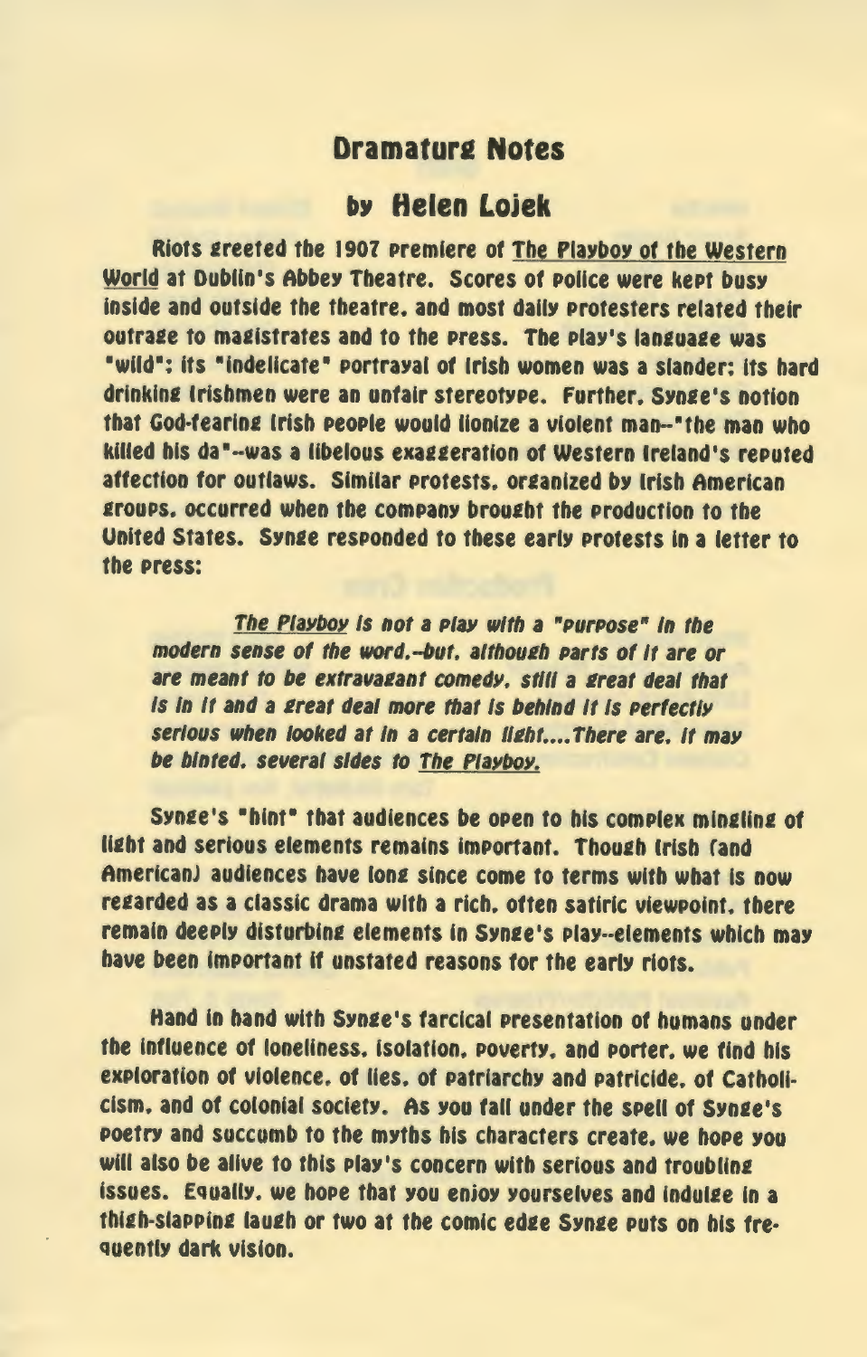# Dramaturg Notes

## by Helen Lojek

Riots greeted the 1907 premiere of The Playboy of the Western World at Dublin's Abbey Theatre. Scores of police were kept busy inside and outside the theatre, and most daily protesters related their outrage to magistrates and to the press. The play's language was "wild"; its "indelicate" portrayal of Irish women was a slander; its hard drinking Irishmen were an unfair stereotype. Further, Synge's notion that God-fearing Irish people would lionize a violent man--"the man who killed his da"--was a libelous exaggeration of Western Ireland's reputed affection for outlaws. Similar protests, organized by Irish American groups, occurred when the company brought the production to the United States. Synge responded to these early protests in a letter to the press:

> *The Playboy is not a play with a "purpose" in the modern sense of the word,--but, although parts of it are or are meant to be extravagant comedy, still a great deal that is in it and a great deal more that is behind it is perfectly serious when looked at in a certain light....There are, it may be hinted, several sides to The Playboy.*

Synge's "hint" that audiences be open to his complex mingling of light and serious elements remains important. Though Irish (and American) audiences have long since come to terms with what is now regarded as a classic drama with a rich, often satiric viewpoint, there remain deeply disturbing elements in Synge's play--elements which may have been important if unstated reasons for the early riots.

Hand in hand with Synge's farcical presentation of humans under the influence of loneliness, isolation, poverty, and porter, we find his exploration of violence, of lies, of patriarchy and patricide, of Catholicism, and of colonial society. As you fall under the spell of Synge's poetry and succumb to the myths his characters create, we hope you will also be alive to this play's concern with serious and troubling issues. Equally, we hope that you enjoy yourselves and indulge in a thigh-slapping laugh or two at the comic edge Synge puts on his frequently dark vision.